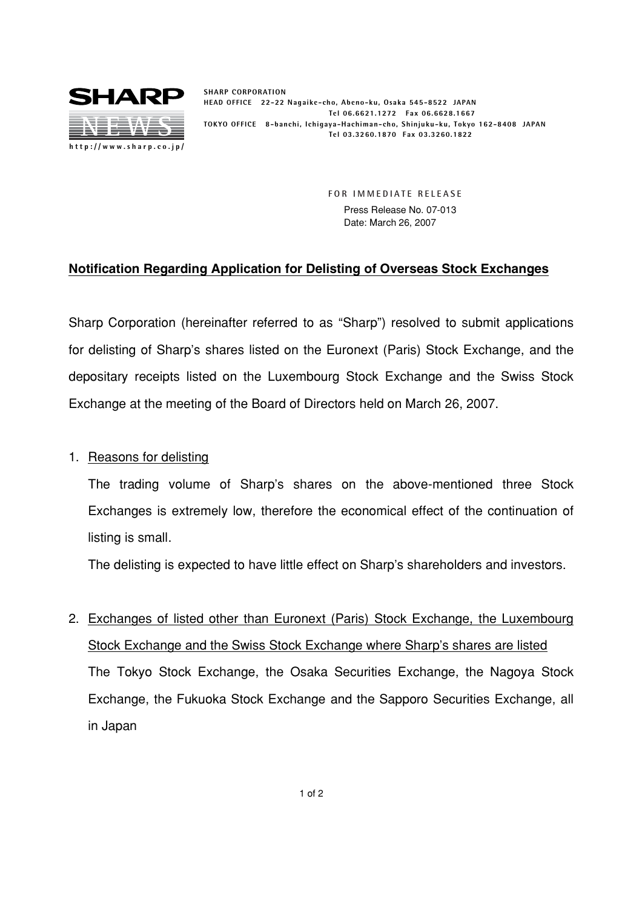**SHARP**

**NEWS**

http://www.sharp.co.jp/

SHARP CORPORATION
HEAD OFFICE 22-22 Nagaike-cho, Abeno-ku, Osaka 545-8522 JAPAN
Tel 06.6621.1272 Fax 06.6628.1667
TOKYO OFFICE 8-banchi, Ichigaya-Hachiman-cho, Shinjuku-ku, Tokyo 162-8408 JAPAN
Tel 03.3260.1870 Fax 03.3260.1822

FOR IMMEDIATE RELEASE
Press Release No. 07-013
Date: March 26, 2007

## Notification Regarding Application for Delisting of Overseas Stock Exchanges

Sharp Corporation (hereinafter referred to as "Sharp") resolved to submit applications for delisting of Sharp's shares listed on the Euronext (Paris) Stock Exchange, and the depositary receipts listed on the Luxembourg Stock Exchange and the Swiss Stock Exchange at the meeting of the Board of Directors held on March 26, 2007.

1. Reasons for delisting

   The trading volume of Sharp's shares on the above-mentioned three Stock Exchanges is extremely low, therefore the economical effect of the continuation of listing is small.

   The delisting is expected to have little effect on Sharp's shareholders and investors.

2. Exchanges of listed other than Euronext (Paris) Stock Exchange, the Luxembourg Stock Exchange and the Swiss Stock Exchange where Sharp's shares are listed

   The Tokyo Stock Exchange, the Osaka Securities Exchange, the Nagoya Stock Exchange, the Fukuoka Stock Exchange and the Sapporo Securities Exchange, all in Japan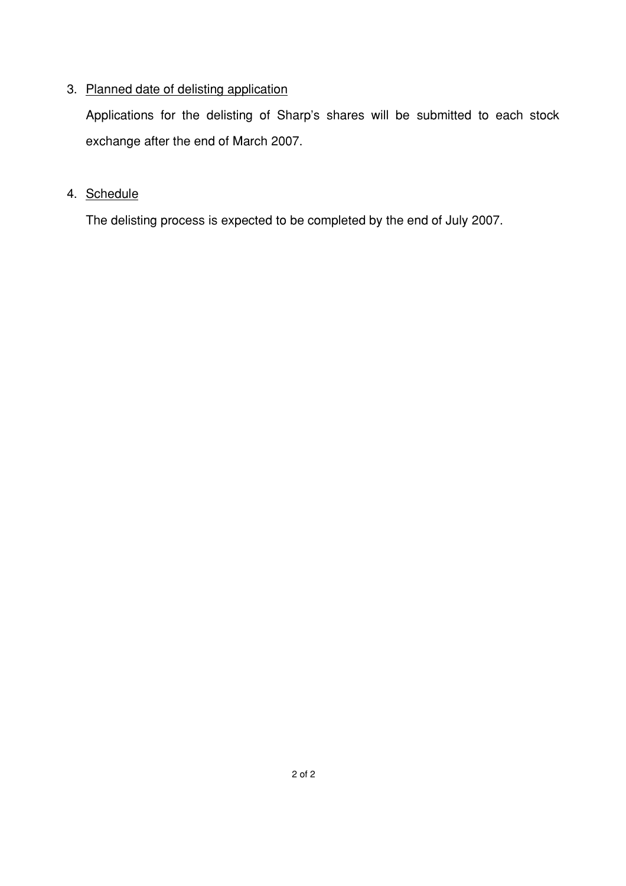3. <u>Planned date of delisting application</u>

   Applications for the delisting of Sharp's shares will be submitted to each stock exchange after the end of March 2007.

4. <u>Schedule</u>

   The delisting process is expected to be completed by the end of July 2007.